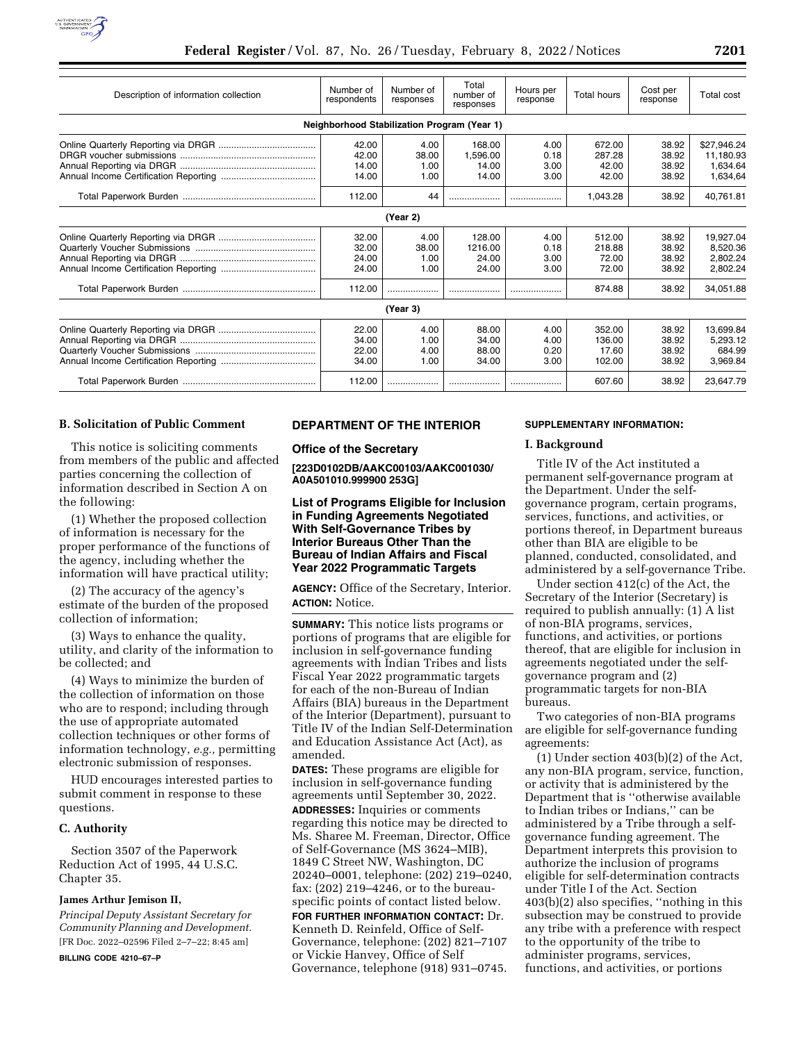| Description of information collection | Number of respondents | Number of responses | Total number of responses | Hours per response | Total hours | Cost per response | Total cost |
|---|---|---|---|---|---|---|---|
| **Neighborhood Stabilization Program (Year 1)** | | | | | | | |
| Online Quarterly Reporting via DRGR | 42.00 | 4.00 | 168.00 | 4.00 | 672.00 | 38.92 | $27,946.24 |
| DRGR voucher submissions | 42.00 | 38.00 | 1,596.00 | 0.18 | 287.28 | 38.92 | 11,180.93 |
| Annual Reporting via DRGR | 14.00 | 1.00 | 14.00 | 3.00 | 42.00 | 38.92 | 1,634.64 |
| Annual Income Certification Reporting | 14.00 | 1.00 | 14.00 | 3.00 | 42.00 | 38.92 | 1,634,64 |
| Total Paperwork Burden | 112.00 | 44 | .................... | .................... | 1,043.28 | 38.92 | 40,761.81 |
| **(Year 2)** | | | | | | | |
| Online Quarterly Reporting via DRGR | 32.00 | 4.00 | 128.00 | 4.00 | 512.00 | 38.92 | 19,927.04 |
| Quarterly Voucher Submissions | 32.00 | 38.00 | 1216.00 | 0.18 | 218.88 | 38.92 | 8,520.36 |
| Annual Reporting via DRGR | 24.00 | 1.00 | 24.00 | 3.00 | 72.00 | 38.92 | 2,802.24 |
| Annual Income Certification Reporting | 24.00 | 1.00 | 24.00 | 3.00 | 72.00 | 38.92 | 2,802.24 |
| Total Paperwork Burden | 112.00 | .................... | .................... | .................... | 874.88 | 38.92 | 34,051.88 |
| **(Year 3)** | | | | | | | |
| Online Quarterly Reporting via DRGR | 22.00 | 4.00 | 88.00 | 4.00 | 352.00 | 38.92 | 13,699.84 |
| Annual Reporting via DRGR | 34.00 | 1.00 | 34.00 | 4.00 | 136.00 | 38.92 | 5,293.12 |
| Quarterly Voucher Submissions | 22.00 | 4.00 | 88.00 | 0.20 | 17.60 | 38.92 | 684.99 |
| Annual Income Certification Reporting | 34.00 | 1.00 | 34.00 | 3.00 | 102.00 | 38.92 | 3,969.84 |
| Total Paperwork Burden | 112.00 | .................... | .................... | .................... | 607.60 | 38.92 | 23,647.79 |

## B. Solicitation of Public Comment

This notice is soliciting comments from members of the public and affected parties concerning the collection of information described in Section A on the following:

(1) Whether the proposed collection of information is necessary for the proper performance of the functions of the agency, including whether the information will have practical utility;

(2) The accuracy of the agency's estimate of the burden of the proposed collection of information;

(3) Ways to enhance the quality, utility, and clarity of the information to be collected; and

(4) Ways to minimize the burden of the collection of information on those who are to respond; including through the use of appropriate automated collection techniques or other forms of information technology, *e.g.,* permitting electronic submission of responses.

HUD encourages interested parties to submit comment in response to these questions.

## C. Authority

Section 3507 of the Paperwork Reduction Act of 1995, 44 U.S.C. Chapter 35.

**James Arthur Jemison II,**

*Principal Deputy Assistant Secretary for Community Planning and Development.*

[FR Doc. 2022–02596 Filed 2–7–22; 8:45 am]

**BILLING CODE 4210–67–P**

# DEPARTMENT OF THE INTERIOR

## Office of the Secretary

**[223D0102DB/AAKC00103/AAKC001030/A0A501010.999900 253G]**

## List of Programs Eligible for Inclusion in Funding Agreements Negotiated With Self-Governance Tribes by Interior Bureaus Other Than the Bureau of Indian Affairs and Fiscal Year 2022 Programmatic Targets

**AGENCY:** Office of the Secretary, Interior.

**ACTION:** Notice.

**SUMMARY:** This notice lists programs or portions of programs that are eligible for inclusion in self-governance funding agreements with Indian Tribes and lists Fiscal Year 2022 programmatic targets for each of the non-Bureau of Indian Affairs (BIA) bureaus in the Department of the Interior (Department), pursuant to Title IV of the Indian Self-Determination and Education Assistance Act (Act), as amended.

**DATES:** These programs are eligible for inclusion in self-governance funding agreements until September 30, 2022.

**ADDRESSES:** Inquiries or comments regarding this notice may be directed to Ms. Sharee M. Freeman, Director, Office of Self-Governance (MS 3624–MIB), 1849 C Street NW, Washington, DC 20240–0001, telephone: (202) 219–0240, fax: (202) 219–4246, or to the bureau-specific points of contact listed below.

**FOR FURTHER INFORMATION CONTACT:** Dr. Kenneth D. Reinfeld, Office of Self-Governance, telephone: (202) 821–7107 or Vickie Hanvey, Office of Self Governance, telephone (918) 931–0745.

**SUPPLEMENTARY INFORMATION:**

## I. Background

Title IV of the Act instituted a permanent self-governance program at the Department. Under the self-governance program, certain programs, services, functions, and activities, or portions thereof, in Department bureaus other than BIA are eligible to be planned, conducted, consolidated, and administered by a self-governance Tribe.

Under section 412(c) of the Act, the Secretary of the Interior (Secretary) is required to publish annually: (1) A list of non-BIA programs, services, functions, and activities, or portions thereof, that are eligible for inclusion in agreements negotiated under the self-governance program and (2) programmatic targets for non-BIA bureaus.

Two categories of non-BIA programs are eligible for self-governance funding agreements:

(1) Under section 403(b)(2) of the Act, any non-BIA program, service, function, or activity that is administered by the Department that is ''otherwise available to Indian tribes or Indians,'' can be administered by a Tribe through a self-governance funding agreement. The Department interprets this provision to authorize the inclusion of programs eligible for self-determination contracts under Title I of the Act. Section 403(b)(2) also specifies, ''nothing in this subsection may be construed to provide any tribe with a preference with respect to the opportunity of the tribe to administer programs, services, functions, and activities, or portions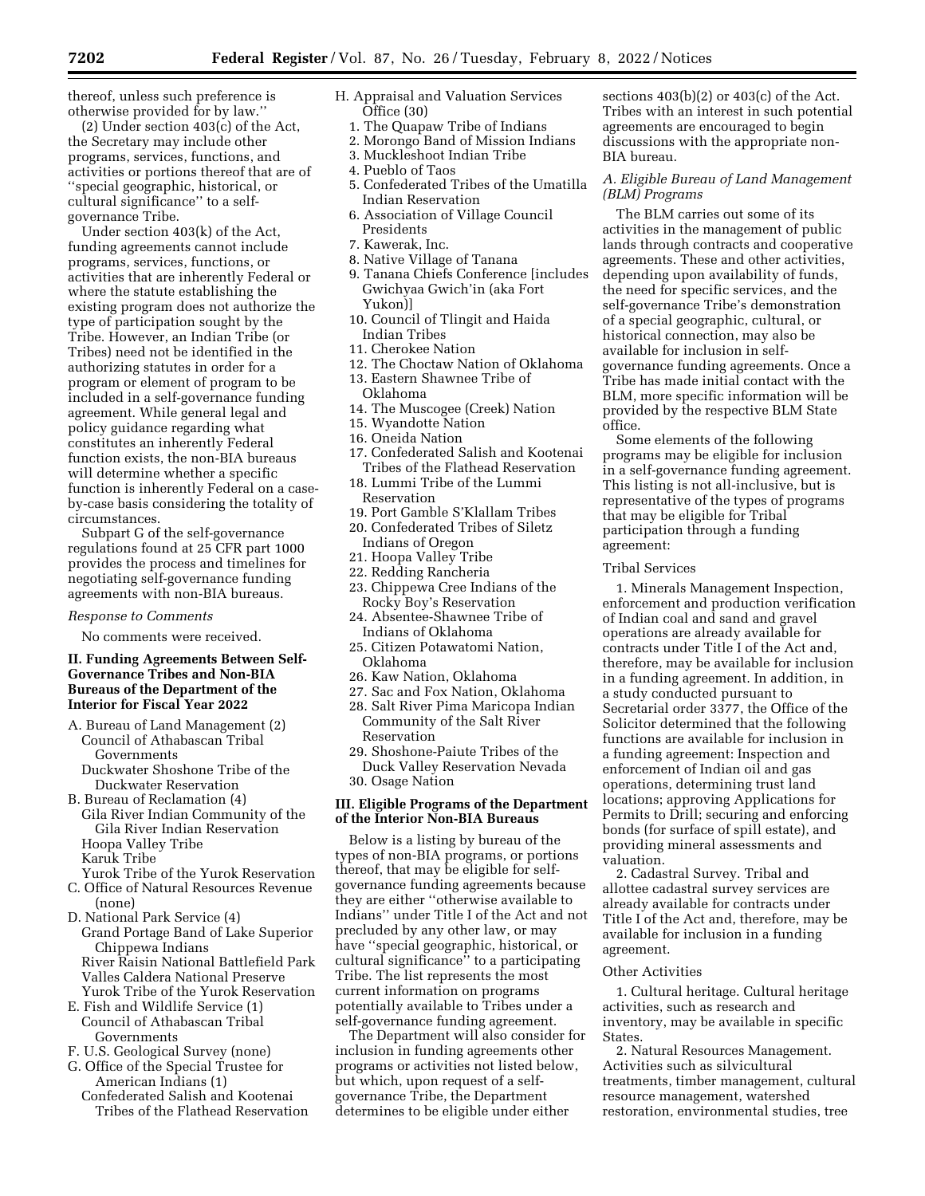thereof, unless such preference is otherwise provided for by law.''

(2) Under section 403(c) of the Act, the Secretary may include other programs, services, functions, and activities or portions thereof that are of ''special geographic, historical, or cultural significance'' to a self-governance Tribe.

Under section 403(k) of the Act, funding agreements cannot include programs, services, functions, or activities that are inherently Federal or where the statute establishing the existing program does not authorize the type of participation sought by the Tribe. However, an Indian Tribe (or Tribes) need not be identified in the authorizing statutes in order for a program or element of program to be included in a self-governance funding agreement. While general legal and policy guidance regarding what constitutes an inherently Federal function exists, the non-BIA bureaus will determine whether a specific function is inherently Federal on a case-by-case basis considering the totality of circumstances.

Subpart G of the self-governance regulations found at 25 CFR part 1000 provides the process and timelines for negotiating self-governance funding agreements with non-BIA bureaus.

*Response to Comments*

No comments were received.

## II. Funding Agreements Between Self-Governance Tribes and Non-BIA Bureaus of the Department of the Interior for Fiscal Year 2022

A. Bureau of Land Management (2)
- Council of Athabascan Tribal Governments
- Duckwater Shoshone Tribe of the Duckwater Reservation

B. Bureau of Reclamation (4)
- Gila River Indian Community of the Gila River Indian Reservation
- Hoopa Valley Tribe
- Karuk Tribe
- Yurok Tribe of the Yurok Reservation

C. Office of Natural Resources Revenue (none)

D. National Park Service (4)
- Grand Portage Band of Lake Superior Chippewa Indians
- River Raisin National Battlefield Park
- Valles Caldera National Preserve
- Yurok Tribe of the Yurok Reservation

E. Fish and Wildlife Service (1)
- Council of Athabascan Tribal Governments

F. U.S. Geological Survey (none)

G. Office of the Special Trustee for American Indians (1)
- Confederated Salish and Kootenai Tribes of the Flathead Reservation

H. Appraisal and Valuation Services Office (30)
1. The Quapaw Tribe of Indians
2. Morongo Band of Mission Indians
3. Muckleshoot Indian Tribe
4. Pueblo of Taos
5. Confederated Tribes of the Umatilla Indian Reservation
6. Association of Village Council Presidents
7. Kawerak, Inc.
8. Native Village of Tanana
9. Tanana Chiefs Conference [includes Gwichyaa Gwich'in (aka Fort Yukon)]
10. Council of Tlingit and Haida Indian Tribes
11. Cherokee Nation
12. The Choctaw Nation of Oklahoma
13. Eastern Shawnee Tribe of Oklahoma
14. The Muscogee (Creek) Nation
15. Wyandotte Nation
16. Oneida Nation
17. Confederated Salish and Kootenai Tribes of the Flathead Reservation
18. Lummi Tribe of the Lummi Reservation
19. Port Gamble S'Klallam Tribes
20. Confederated Tribes of Siletz Indians of Oregon
21. Hoopa Valley Tribe
22. Redding Rancheria
23. Chippewa Cree Indians of the Rocky Boy's Reservation
24. Absentee-Shawnee Tribe of Indians of Oklahoma
25. Citizen Potawatomi Nation, Oklahoma
26. Kaw Nation, Oklahoma
27. Sac and Fox Nation, Oklahoma
28. Salt River Pima Maricopa Indian Community of the Salt River Reservation
29. Shoshone-Paiute Tribes of the Duck Valley Reservation Nevada
30. Osage Nation

## III. Eligible Programs of the Department of the Interior Non-BIA Bureaus

Below is a listing by bureau of the types of non-BIA programs, or portions thereof, that may be eligible for self-governance funding agreements because they are either ''otherwise available to Indians'' under Title I of the Act and not precluded by any other law, or may have ''special geographic, historical, or cultural significance'' to a participating Tribe. The list represents the most current information on programs potentially available to Tribes under a self-governance funding agreement.

The Department will also consider for inclusion in funding agreements other programs or activities not listed below, but which, upon request of a self-governance Tribe, the Department determines to be eligible under either sections 403(b)(2) or 403(c) of the Act. Tribes with an interest in such potential agreements are encouraged to begin discussions with the appropriate non-BIA bureau.

### *A. Eligible Bureau of Land Management (BLM) Programs*

The BLM carries out some of its activities in the management of public lands through contracts and cooperative agreements. These and other activities, depending upon availability of funds, the need for specific services, and the self-governance Tribe's demonstration of a special geographic, cultural, or historical connection, may also be available for inclusion in self-governance funding agreements. Once a Tribe has made initial contact with the BLM, more specific information will be provided by the respective BLM State office.

Some elements of the following programs may be eligible for inclusion in a self-governance funding agreement. This listing is not all-inclusive, but is representative of the types of programs that may be eligible for Tribal participation through a funding agreement:

Tribal Services

1. Minerals Management Inspection, enforcement and production verification of Indian coal and sand and gravel operations are already available for contracts under Title I of the Act and, therefore, may be available for inclusion in a funding agreement. In addition, in a study conducted pursuant to Secretarial order 3377, the Office of the Solicitor determined that the following functions are available for inclusion in a funding agreement: Inspection and enforcement of Indian oil and gas operations, determining trust land locations; approving Applications for Permits to Drill; securing and enforcing bonds (for surface of spill estate), and providing mineral assessments and valuation.

2. Cadastral Survey. Tribal and allottee cadastral survey services are already available for contracts under Title I of the Act and, therefore, may be available for inclusion in a funding agreement.

Other Activities

1. Cultural heritage. Cultural heritage activities, such as research and inventory, may be available in specific States.

2. Natural Resources Management. Activities such as silvicultural treatments, timber management, cultural resource management, watershed restoration, environmental studies, tree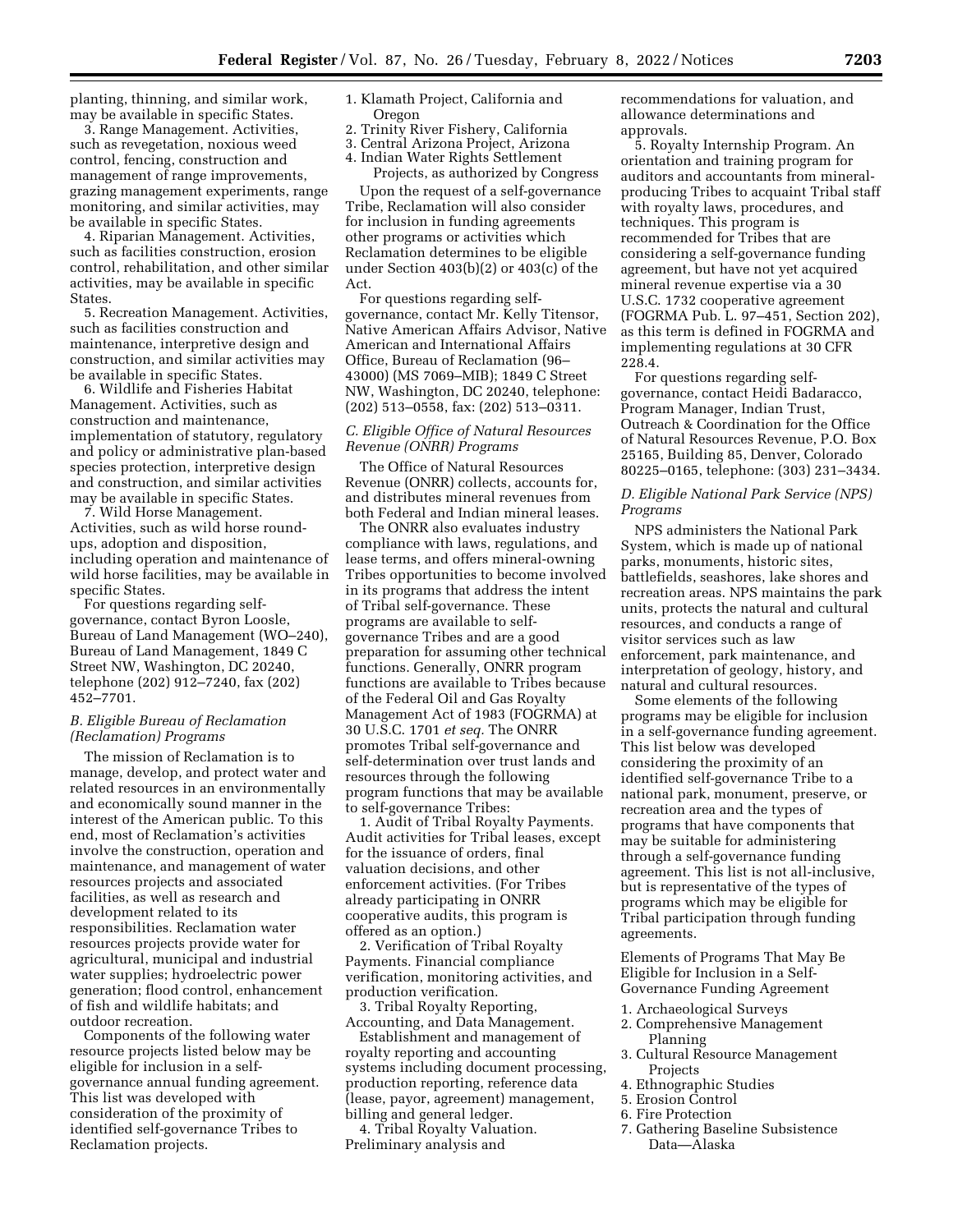planting, thinning, and similar work, may be available in specific States.

3. Range Management. Activities, such as revegetation, noxious weed control, fencing, construction and management of range improvements, grazing management experiments, range monitoring, and similar activities, may be available in specific States.

4. Riparian Management. Activities, such as facilities construction, erosion control, rehabilitation, and other similar activities, may be available in specific States.

5. Recreation Management. Activities, such as facilities construction and maintenance, interpretive design and construction, and similar activities may be available in specific States.

6. Wildlife and Fisheries Habitat Management. Activities, such as construction and maintenance, implementation of statutory, regulatory and policy or administrative plan-based species protection, interpretive design and construction, and similar activities may be available in specific States.

7. Wild Horse Management. Activities, such as wild horse round-ups, adoption and disposition, including operation and maintenance of wild horse facilities, may be available in specific States.

For questions regarding self-governance, contact Byron Loosle, Bureau of Land Management (WO–240), Bureau of Land Management, 1849 C Street NW, Washington, DC 20240, telephone (202) 912–7240, fax (202) 452–7701.

### *B. Eligible Bureau of Reclamation (Reclamation) Programs*

The mission of Reclamation is to manage, develop, and protect water and related resources in an environmentally and economically sound manner in the interest of the American public. To this end, most of Reclamation's activities involve the construction, operation and maintenance, and management of water resources projects and associated facilities, as well as research and development related to its responsibilities. Reclamation water resources projects provide water for agricultural, municipal and industrial water supplies; hydroelectric power generation; flood control, enhancement of fish and wildlife habitats; and outdoor recreation.

Components of the following water resource projects listed below may be eligible for inclusion in a self-governance annual funding agreement. This list was developed with consideration of the proximity of identified self-governance Tribes to Reclamation projects.

1. Klamath Project, California and Oregon
2. Trinity River Fishery, California
3. Central Arizona Project, Arizona
4. Indian Water Rights Settlement Projects, as authorized by Congress

Upon the request of a self-governance Tribe, Reclamation will also consider for inclusion in funding agreements other programs or activities which Reclamation determines to be eligible under Section 403(b)(2) or 403(c) of the Act.

For questions regarding self-governance, contact Mr. Kelly Titensor, Native American Affairs Advisor, Native American and International Affairs Office, Bureau of Reclamation (96–43000) (MS 7069–MIB); 1849 C Street NW, Washington, DC 20240, telephone: (202) 513–0558, fax: (202) 513–0311.

### *C. Eligible Office of Natural Resources Revenue (ONRR) Programs*

The Office of Natural Resources Revenue (ONRR) collects, accounts for, and distributes mineral revenues from both Federal and Indian mineral leases.

The ONRR also evaluates industry compliance with laws, regulations, and lease terms, and offers mineral-owning Tribes opportunities to become involved in its programs that address the intent of Tribal self-governance. These programs are available to self-governance Tribes and are a good preparation for assuming other technical functions. Generally, ONRR program functions are available to Tribes because of the Federal Oil and Gas Royalty Management Act of 1983 (FOGRMA) at 30 U.S.C. 1701 *et seq.* The ONRR promotes Tribal self-governance and self-determination over trust lands and resources through the following program functions that may be available to self-governance Tribes:

1. Audit of Tribal Royalty Payments. Audit activities for Tribal leases, except for the issuance of orders, final valuation decisions, and other enforcement activities. (For Tribes already participating in ONRR cooperative audits, this program is offered as an option.)

2. Verification of Tribal Royalty Payments. Financial compliance verification, monitoring activities, and production verification.

3. Tribal Royalty Reporting, Accounting, and Data Management. Establishment and management of royalty reporting and accounting systems including document processing, production reporting, reference data (lease, payor, agreement) management, billing and general ledger.

4. Tribal Royalty Valuation. Preliminary analysis and recommendations for valuation, and allowance determinations and approvals.

5. Royalty Internship Program. An orientation and training program for auditors and accountants from mineral-producing Tribes to acquaint Tribal staff with royalty laws, procedures, and techniques. This program is recommended for Tribes that are considering a self-governance funding agreement, but have not yet acquired mineral revenue expertise via a 30 U.S.C. 1732 cooperative agreement (FOGRMA Pub. L. 97–451, Section 202), as this term is defined in FOGRMA and implementing regulations at 30 CFR 228.4.

For questions regarding self-governance, contact Heidi Badaracco, Program Manager, Indian Trust, Outreach & Coordination for the Office of Natural Resources Revenue, P.O. Box 25165, Building 85, Denver, Colorado 80225–0165, telephone: (303) 231–3434.

### *D. Eligible National Park Service (NPS) Programs*

NPS administers the National Park System, which is made up of national parks, monuments, historic sites, battlefields, seashores, lake shores and recreation areas. NPS maintains the park units, protects the natural and cultural resources, and conducts a range of visitor services such as law enforcement, park maintenance, and interpretation of geology, history, and natural and cultural resources.

Some elements of the following programs may be eligible for inclusion in a self-governance funding agreement. This list below was developed considering the proximity of an identified self-governance Tribe to a national park, monument, preserve, or recreation area and the types of programs that have components that may be suitable for administering through a self-governance funding agreement. This list is not all-inclusive, but is representative of the types of programs which may be eligible for Tribal participation through funding agreements.

Elements of Programs That May Be Eligible for Inclusion in a Self-Governance Funding Agreement

1. Archaeological Surveys
2. Comprehensive Management Planning
3. Cultural Resource Management Projects
4. Ethnographic Studies
5. Erosion Control
6. Fire Protection
7. Gathering Baseline Subsistence Data—Alaska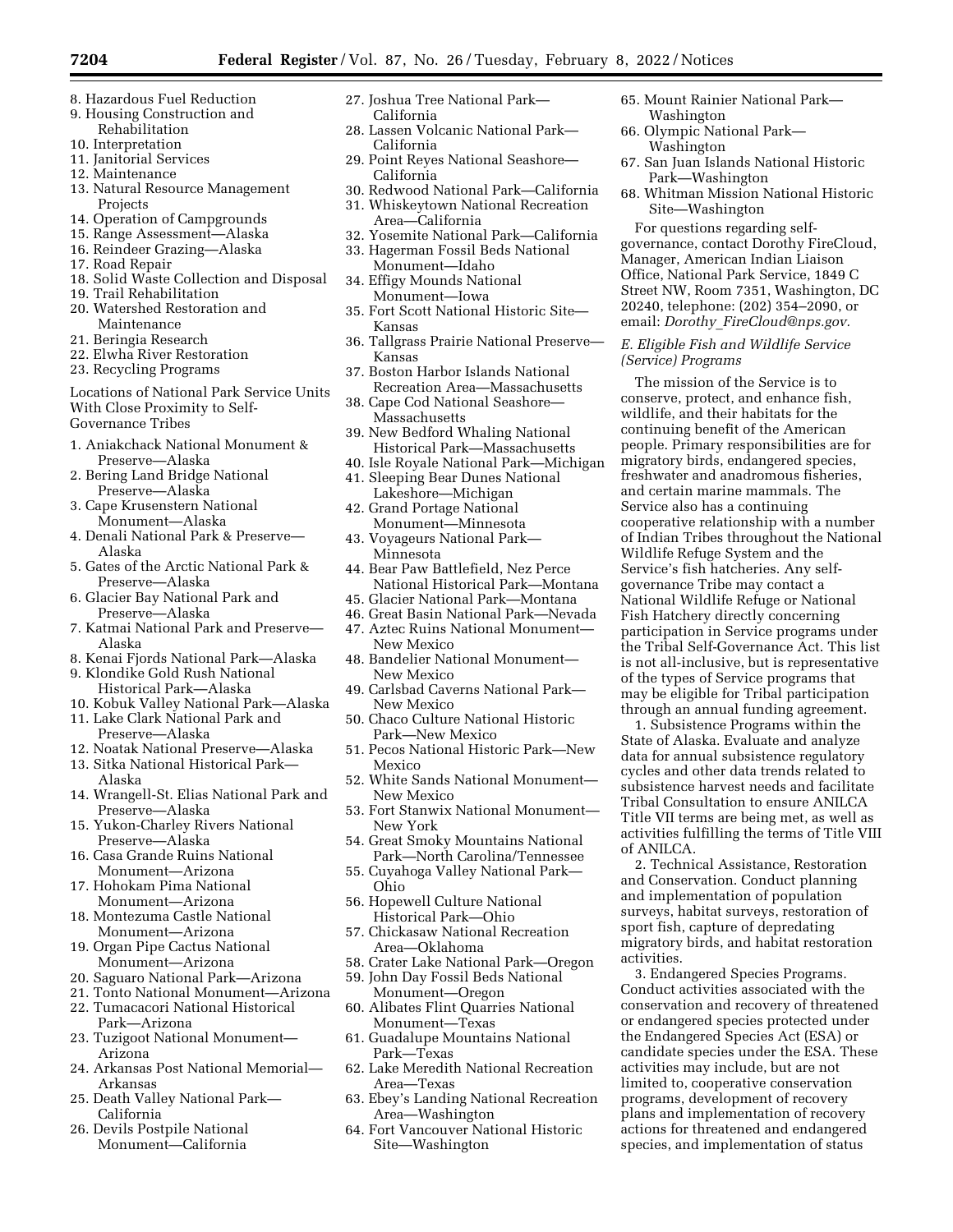8. Hazardous Fuel Reduction
9. Housing Construction and Rehabilitation
10. Interpretation
11. Janitorial Services
12. Maintenance
13. Natural Resource Management Projects
14. Operation of Campgrounds
15. Range Assessment—Alaska
16. Reindeer Grazing—Alaska
17. Road Repair
18. Solid Waste Collection and Disposal
19. Trail Rehabilitation
20. Watershed Restoration and Maintenance
21. Beringia Research
22. Elwha River Restoration
23. Recycling Programs

Locations of National Park Service Units With Close Proximity to Self-Governance Tribes

1. Aniakchack National Monument & Preserve—Alaska
2. Bering Land Bridge National Preserve—Alaska
3. Cape Krusenstern National Monument—Alaska
4. Denali National Park & Preserve—Alaska
5. Gates of the Arctic National Park & Preserve—Alaska
6. Glacier Bay National Park and Preserve—Alaska
7. Katmai National Park and Preserve—Alaska
8. Kenai Fjords National Park—Alaska
9. Klondike Gold Rush National Historical Park—Alaska
10. Kobuk Valley National Park—Alaska
11. Lake Clark National Park and Preserve—Alaska
12. Noatak National Preserve—Alaska
13. Sitka National Historical Park—Alaska
14. Wrangell-St. Elias National Park and Preserve—Alaska
15. Yukon-Charley Rivers National Preserve—Alaska
16. Casa Grande Ruins National Monument—Arizona
17. Hohokam Pima National Monument—Arizona
18. Montezuma Castle National Monument—Arizona
19. Organ Pipe Cactus National Monument—Arizona
20. Saguaro National Park—Arizona
21. Tonto National Monument—Arizona
22. Tumacacori National Historical Park—Arizona
23. Tuzigoot National Monument—Arizona
24. Arkansas Post National Memorial—Arkansas
25. Death Valley National Park—California
26. Devils Postpile National Monument—California
27. Joshua Tree National Park—California
28. Lassen Volcanic National Park—California
29. Point Reyes National Seashore—California
30. Redwood National Park—California
31. Whiskeytown National Recreation Area—California
32. Yosemite National Park—California
33. Hagerman Fossil Beds National Monument—Idaho
34. Effigy Mounds National Monument—Iowa
35. Fort Scott National Historic Site—Kansas
36. Tallgrass Prairie National Preserve—Kansas
37. Boston Harbor Islands National Recreation Area—Massachusetts
38. Cape Cod National Seashore—Massachusetts
39. New Bedford Whaling National Historical Park—Massachusetts
40. Isle Royale National Park—Michigan
41. Sleeping Bear Dunes National Lakeshore—Michigan
42. Grand Portage National Monument—Minnesota
43. Voyageurs National Park—Minnesota
44. Bear Paw Battlefield, Nez Perce National Historical Park—Montana
45. Glacier National Park—Montana
46. Great Basin National Park—Nevada
47. Aztec Ruins National Monument—New Mexico
48. Bandelier National Monument—New Mexico
49. Carlsbad Caverns National Park—New Mexico
50. Chaco Culture National Historic Park—New Mexico
51. Pecos National Historic Park—New Mexico
52. White Sands National Monument—New Mexico
53. Fort Stanwix National Monument—New York
54. Great Smoky Mountains National Park—North Carolina/Tennessee
55. Cuyahoga Valley National Park—Ohio
56. Hopewell Culture National Historical Park—Ohio
57. Chickasaw National Recreation Area—Oklahoma
58. Crater Lake National Park—Oregon
59. John Day Fossil Beds National Monument—Oregon
60. Alibates Flint Quarries National Monument—Texas
61. Guadalupe Mountains National Park—Texas
62. Lake Meredith National Recreation Area—Texas
63. Ebey's Landing National Recreation Area—Washington
64. Fort Vancouver National Historic Site—Washington
65. Mount Rainier National Park—Washington
66. Olympic National Park—Washington
67. San Juan Islands National Historic Park—Washington
68. Whitman Mission National Historic Site—Washington

For questions regarding self-governance, contact Dorothy FireCloud, Manager, American Indian Liaison Office, National Park Service, 1849 C Street NW, Room 7351, Washington, DC 20240, telephone: (202) 354–2090, or email: *Dorothy_FireCloud@nps.gov.*

*E. Eligible Fish and Wildlife Service (Service) Programs*

The mission of the Service is to conserve, protect, and enhance fish, wildlife, and their habitats for the continuing benefit of the American people. Primary responsibilities are for migratory birds, endangered species, freshwater and anadromous fisheries, and certain marine mammals. The Service also has a continuing cooperative relationship with a number of Indian Tribes throughout the National Wildlife Refuge System and the Service's fish hatcheries. Any self-governance Tribe may contact a National Wildlife Refuge or National Fish Hatchery directly concerning participation in Service programs under the Tribal Self-Governance Act. This list is not all-inclusive, but is representative of the types of Service programs that may be eligible for Tribal participation through an annual funding agreement.

1. Subsistence Programs within the State of Alaska. Evaluate and analyze data for annual subsistence regulatory cycles and other data trends related to subsistence harvest needs and facilitate Tribal Consultation to ensure ANILCA Title VII terms are being met, as well as activities fulfilling the terms of Title VIII of ANILCA.

2. Technical Assistance, Restoration and Conservation. Conduct planning and implementation of population surveys, habitat surveys, restoration of sport fish, capture of depredating migratory birds, and habitat restoration activities.

3. Endangered Species Programs. Conduct activities associated with the conservation and recovery of threatened or endangered species protected under the Endangered Species Act (ESA) or candidate species under the ESA. These activities may include, but are not limited to, cooperative conservation programs, development of recovery plans and implementation of recovery actions for threatened and endangered species, and implementation of status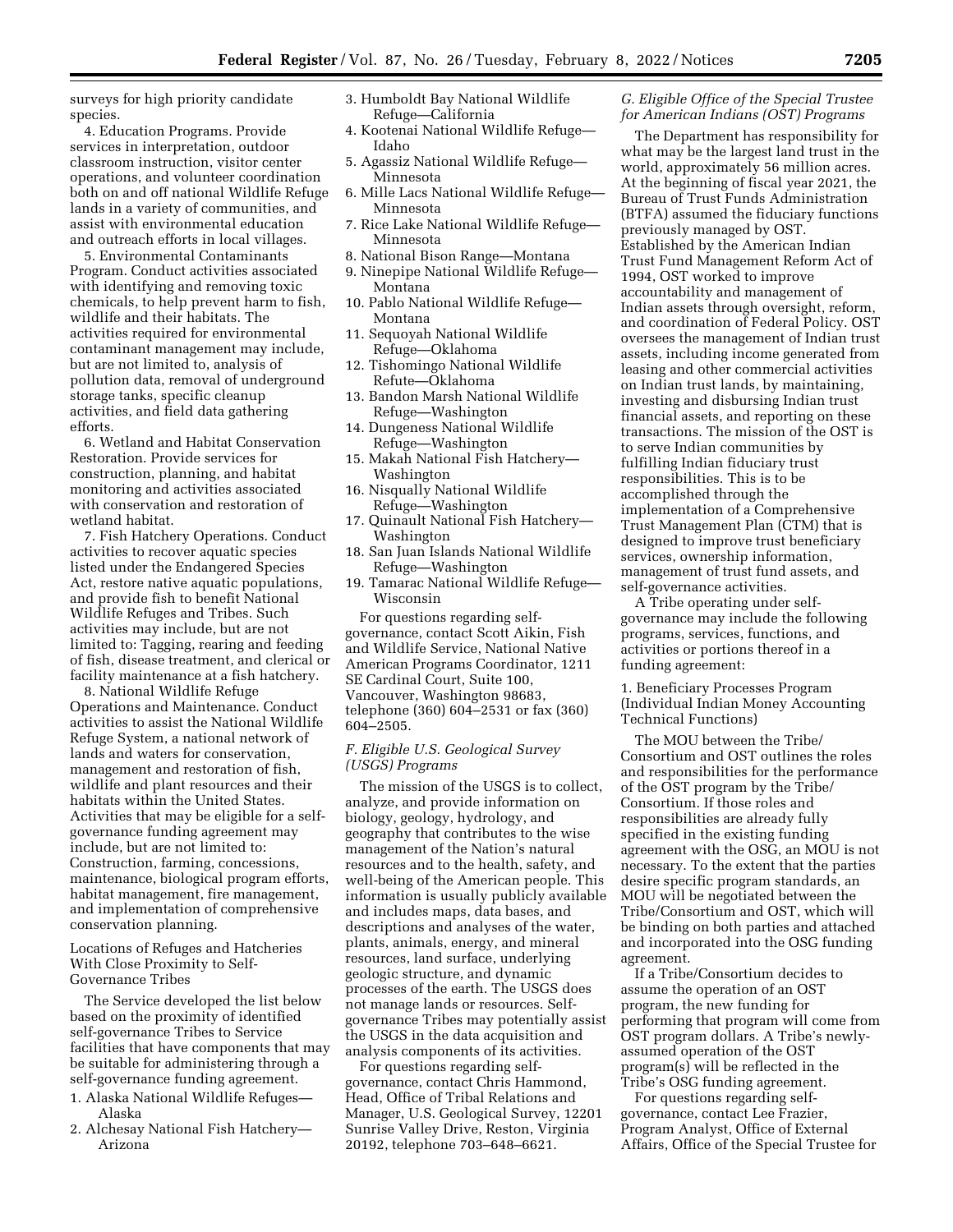surveys for high priority candidate species.

4. Education Programs. Provide services in interpretation, outdoor classroom instruction, visitor center operations, and volunteer coordination both on and off national Wildlife Refuge lands in a variety of communities, and assist with environmental education and outreach efforts in local villages.

5. Environmental Contaminants Program. Conduct activities associated with identifying and removing toxic chemicals, to help prevent harm to fish, wildlife and their habitats. The activities required for environmental contaminant management may include, but are not limited to, analysis of pollution data, removal of underground storage tanks, specific cleanup activities, and field data gathering efforts.

6. Wetland and Habitat Conservation Restoration. Provide services for construction, planning, and habitat monitoring and activities associated with conservation and restoration of wetland habitat.

7. Fish Hatchery Operations. Conduct activities to recover aquatic species listed under the Endangered Species Act, restore native aquatic populations, and provide fish to benefit National Wildlife Refuges and Tribes. Such activities may include, but are not limited to: Tagging, rearing and feeding of fish, disease treatment, and clerical or facility maintenance at a fish hatchery.

8. National Wildlife Refuge Operations and Maintenance. Conduct activities to assist the National Wildlife Refuge System, a national network of lands and waters for conservation, management and restoration of fish, wildlife and plant resources and their habitats within the United States. Activities that may be eligible for a self-governance funding agreement may include, but are not limited to: Construction, farming, concessions, maintenance, biological program efforts, habitat management, fire management, and implementation of comprehensive conservation planning.

Locations of Refuges and Hatcheries With Close Proximity to Self-Governance Tribes

The Service developed the list below based on the proximity of identified self-governance Tribes to Service facilities that have components that may be suitable for administering through a self-governance funding agreement.

1. Alaska National Wildlife Refuges—Alaska
2. Alchesay National Fish Hatchery—Arizona
3. Humboldt Bay National Wildlife Refuge—California
4. Kootenai National Wildlife Refuge—Idaho
5. Agassiz National Wildlife Refuge—Minnesota
6. Mille Lacs National Wildlife Refuge—Minnesota
7. Rice Lake National Wildlife Refuge—Minnesota
8. National Bison Range—Montana
9. Ninepipe National Wildlife Refuge—Montana
10. Pablo National Wildlife Refuge—Montana
11. Sequoyah National Wildlife Refuge—Oklahoma
12. Tishomingo National Wildlife Refute—Oklahoma
13. Bandon Marsh National Wildlife Refuge—Washington
14. Dungeness National Wildlife Refuge—Washington
15. Makah National Fish Hatchery—Washington
16. Nisqually National Wildlife Refuge—Washington
17. Quinault National Fish Hatchery—Washington
18. San Juan Islands National Wildlife Refuge—Washington
19. Tamarac National Wildlife Refuge—Wisconsin

For questions regarding self-governance, contact Scott Aikin, Fish and Wildlife Service, National Native American Programs Coordinator, 1211 SE Cardinal Court, Suite 100, Vancouver, Washington 98683, telephone (360) 604–2531 or fax (360) 604–2505.

### *F. Eligible U.S. Geological Survey (USGS) Programs*

The mission of the USGS is to collect, analyze, and provide information on biology, geology, hydrology, and geography that contributes to the wise management of the Nation's natural resources and to the health, safety, and well-being of the American people. This information is usually publicly available and includes maps, data bases, and descriptions and analyses of the water, plants, animals, energy, and mineral resources, land surface, underlying geologic structure, and dynamic processes of the earth. The USGS does not manage lands or resources. Self-governance Tribes may potentially assist the USGS in the data acquisition and analysis components of its activities.

For questions regarding self-governance, contact Chris Hammond, Head, Office of Tribal Relations and Manager, U.S. Geological Survey, 12201 Sunrise Valley Drive, Reston, Virginia 20192, telephone 703–648–6621.

### *G. Eligible Office of the Special Trustee for American Indians (OST) Programs*

The Department has responsibility for what may be the largest land trust in the world, approximately 56 million acres. At the beginning of fiscal year 2021, the Bureau of Trust Funds Administration (BTFA) assumed the fiduciary functions previously managed by OST. Established by the American Indian Trust Fund Management Reform Act of 1994, OST worked to improve accountability and management of Indian assets through oversight, reform, and coordination of Federal Policy. OST oversees the management of Indian trust assets, including income generated from leasing and other commercial activities on Indian trust lands, by maintaining, investing and disbursing Indian trust financial assets, and reporting on these transactions. The mission of the OST is to serve Indian communities by fulfilling Indian fiduciary trust responsibilities. This is to be accomplished through the implementation of a Comprehensive Trust Management Plan (CTM) that is designed to improve trust beneficiary services, ownership information, management of trust fund assets, and self-governance activities.

A Tribe operating under self-governance may include the following programs, services, functions, and activities or portions thereof in a funding agreement:

1. Beneficiary Processes Program (Individual Indian Money Accounting Technical Functions)

The MOU between the Tribe/Consortium and OST outlines the roles and responsibilities for the performance of the OST program by the Tribe/Consortium. If those roles and responsibilities are already fully specified in the existing funding agreement with the OSG, an MOU is not necessary. To the extent that the parties desire specific program standards, an MOU will be negotiated between the Tribe/Consortium and OST, which will be binding on both parties and attached and incorporated into the OSG funding agreement.

If a Tribe/Consortium decides to assume the operation of an OST program, the new funding for performing that program will come from OST program dollars. A Tribe's newly-assumed operation of the OST program(s) will be reflected in the Tribe's OSG funding agreement.

For questions regarding self-governance, contact Lee Frazier, Program Analyst, Office of External Affairs, Office of the Special Trustee for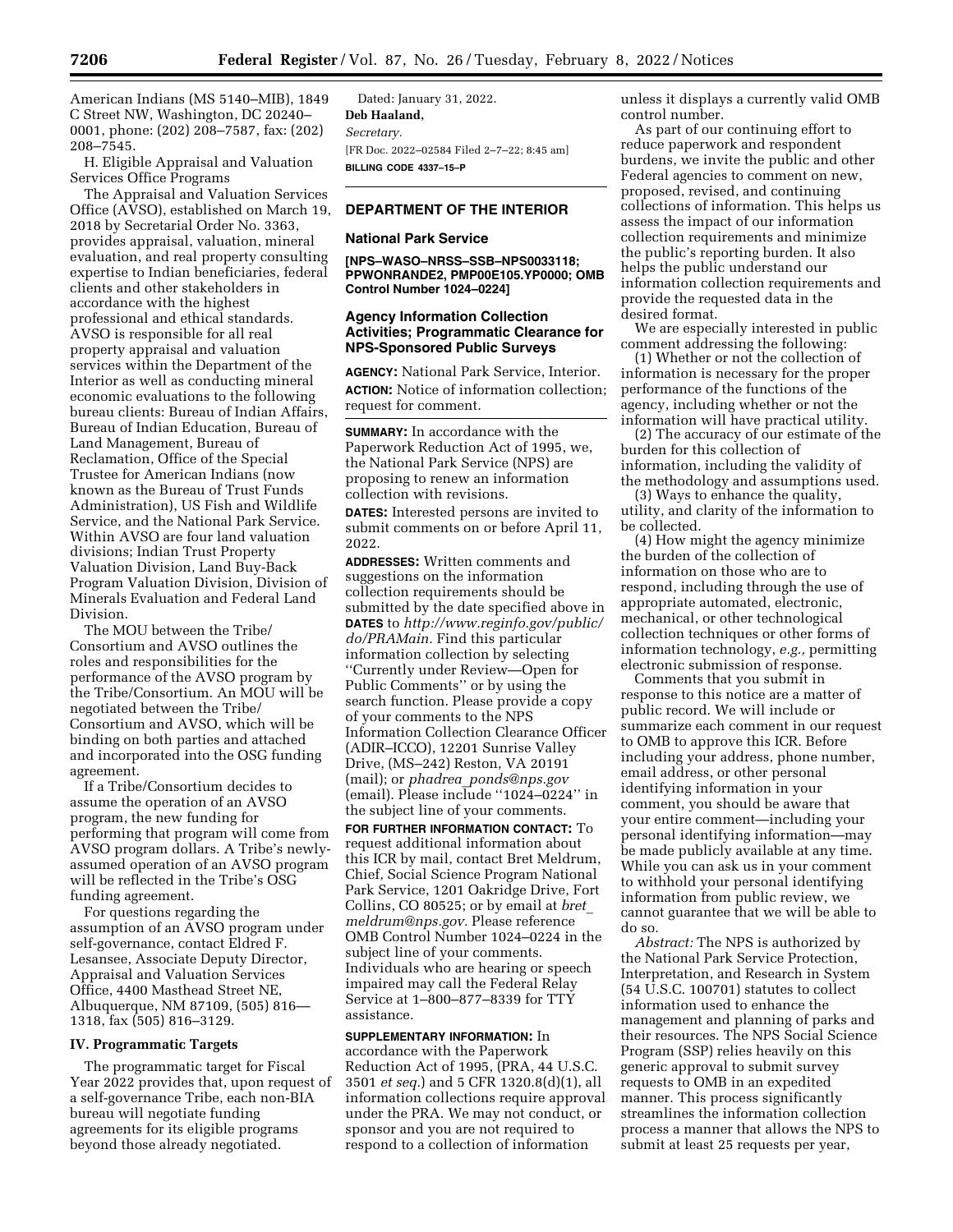American Indians (MS 5140–MIB), 1849 C Street NW, Washington, DC 20240–0001, phone: (202) 208–7587, fax: (202) 208–7545.

H. Eligible Appraisal and Valuation Services Office Programs

The Appraisal and Valuation Services Office (AVSO), established on March 19, 2018 by Secretarial Order No. 3363, provides appraisal, valuation, mineral evaluation, and real property consulting expertise to Indian beneficiaries, federal clients and other stakeholders in accordance with the highest professional and ethical standards. AVSO is responsible for all real property appraisal and valuation services within the Department of the Interior as well as conducting mineral economic evaluations to the following bureau clients: Bureau of Indian Affairs, Bureau of Indian Education, Bureau of Land Management, Bureau of Reclamation, Office of the Special Trustee for American Indians (now known as the Bureau of Trust Funds Administration), US Fish and Wildlife Service, and the National Park Service. Within AVSO are four land valuation divisions; Indian Trust Property Valuation Division, Land Buy-Back Program Valuation Division, Division of Minerals Evaluation and Federal Land Division.

The MOU between the Tribe/Consortium and AVSO outlines the roles and responsibilities for the performance of the AVSO program by the Tribe/Consortium. An MOU will be negotiated between the Tribe/Consortium and AVSO, which will be binding on both parties and attached and incorporated into the OSG funding agreement.

If a Tribe/Consortium decides to assume the operation of an AVSO program, the new funding for performing that program will come from AVSO program dollars. A Tribe's newly-assumed operation of an AVSO program will be reflected in the Tribe's OSG funding agreement.

For questions regarding the assumption of an AVSO program under self-governance, contact Eldred F. Lesansee, Associate Deputy Director, Appraisal and Valuation Services Office, 4400 Masthead Street NE, Albuquerque, NM 87109, (505) 816—1318, fax (505) 816–3129.

## IV. Programmatic Targets

The programmatic target for Fiscal Year 2022 provides that, upon request of a self-governance Tribe, each non-BIA bureau will negotiate funding agreements for its eligible programs beyond those already negotiated.

Dated: January 31, 2022.

**Deb Haaland,**

*Secretary.*

[FR Doc. 2022–02584 Filed 2–7–22; 8:45 am]

**BILLING CODE 4337–15–P**

---

## DEPARTMENT OF THE INTERIOR

### National Park Service

**[NPS–WASO–NRSS–SSB–NPS0033118; PPWONRANDE2, PMP00E105.YP0000; OMB Control Number 1024–0224]**

### Agency Information Collection Activities; Programmatic Clearance for NPS-Sponsored Public Surveys

**AGENCY:** National Park Service, Interior.

**ACTION:** Notice of information collection; request for comment.

**SUMMARY:** In accordance with the Paperwork Reduction Act of 1995, we, the National Park Service (NPS) are proposing to renew an information collection with revisions.

**DATES:** Interested persons are invited to submit comments on or before April 11, 2022.

**ADDRESSES:** Written comments and suggestions on the information collection requirements should be submitted by the date specified above in **DATES** to *http://www.reginfo.gov/public/do/PRAMain.* Find this particular information collection by selecting ''Currently under Review—Open for Public Comments'' or by using the search function. Please provide a copy of your comments to the NPS Information Collection Clearance Officer (ADIR–ICCO), 12201 Sunrise Valley Drive, (MS–242) Reston, VA 20191 (mail); or *phadrea_ponds@nps.gov* (email). Please include ''1024–0224'' in the subject line of your comments.

**FOR FURTHER INFORMATION CONTACT:** To request additional information about this ICR by mail, contact Bret Meldrum, Chief, Social Science Program National Park Service, 1201 Oakridge Drive, Fort Collins, CO 80525; or by email at *bret_meldrum@nps.gov.* Please reference OMB Control Number 1024–0224 in the subject line of your comments. Individuals who are hearing or speech impaired may call the Federal Relay Service at 1–800–877–8339 for TTY assistance.

**SUPPLEMENTARY INFORMATION:** In accordance with the Paperwork Reduction Act of 1995, (PRA, 44 U.S.C. 3501 *et seq.*) and 5 CFR 1320.8(d)(1), all information collections require approval under the PRA. We may not conduct, or sponsor and you are not required to respond to a collection of information unless it displays a currently valid OMB control number.

As part of our continuing effort to reduce paperwork and respondent burdens, we invite the public and other Federal agencies to comment on new, proposed, revised, and continuing collections of information. This helps us assess the impact of our information collection requirements and minimize the public's reporting burden. It also helps the public understand our information collection requirements and provide the requested data in the desired format.

We are especially interested in public comment addressing the following:

(1) Whether or not the collection of information is necessary for the proper performance of the functions of the agency, including whether or not the information will have practical utility.

(2) The accuracy of our estimate of the burden for this collection of information, including the validity of the methodology and assumptions used.

(3) Ways to enhance the quality, utility, and clarity of the information to be collected.

(4) How might the agency minimize the burden of the collection of information on those who are to respond, including through the use of appropriate automated, electronic, mechanical, or other technological collection techniques or other forms of information technology, *e.g.,* permitting electronic submission of response.

Comments that you submit in response to this notice are a matter of public record. We will include or summarize each comment in our request to OMB to approve this ICR. Before including your address, phone number, email address, or other personal identifying information in your comment, you should be aware that your entire comment—including your personal identifying information—may be made publicly available at any time. While you can ask us in your comment to withhold your personal identifying information from public review, we cannot guarantee that we will be able to do so.

*Abstract:* The NPS is authorized by the National Park Service Protection, Interpretation, and Research in System (54 U.S.C. 100701) statutes to collect information used to enhance the management and planning of parks and their resources. The NPS Social Science Program (SSP) relies heavily on this generic approval to submit survey requests to OMB in an expedited manner. This process significantly streamlines the information collection process a manner that allows the NPS to submit at least 25 requests per year,